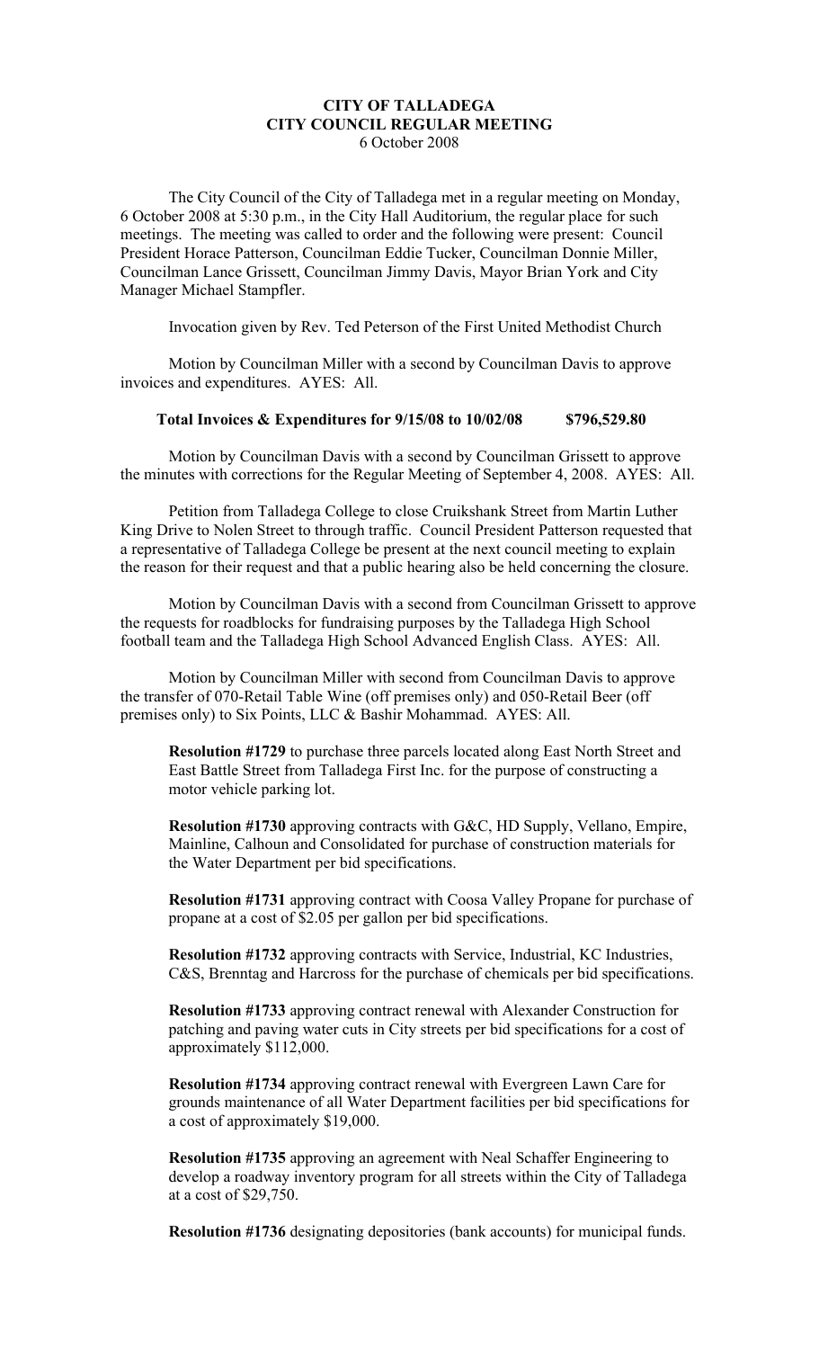# CITY OF TALLADEGA
## CITY COUNCIL REGULAR MEETING
6 October 2008

The City Council of the City of Talladega met in a regular meeting on Monday, 6 October 2008 at 5:30 p.m., in the City Hall Auditorium, the regular place for such meetings. The meeting was called to order and the following were present: Council President Horace Patterson, Councilman Eddie Tucker, Councilman Donnie Miller, Councilman Lance Grissett, Councilman Jimmy Davis, Mayor Brian York and City Manager Michael Stampfler.

Invocation given by Rev. Ted Peterson of the First United Methodist Church

Motion by Councilman Miller with a second by Councilman Davis to approve invoices and expenditures. AYES: All.

**Total Invoices & Expenditures for 9/15/08 to 10/02/08 $796,529.80**

Motion by Councilman Davis with a second by Councilman Grissett to approve the minutes with corrections for the Regular Meeting of September 4, 2008. AYES: All.

Petition from Talladega College to close Cruikshank Street from Martin Luther King Drive to Nolen Street to through traffic. Council President Patterson requested that a representative of Talladega College be present at the next council meeting to explain the reason for their request and that a public hearing also be held concerning the closure.

Motion by Councilman Davis with a second from Councilman Grissett to approve the requests for roadblocks for fundraising purposes by the Talladega High School football team and the Talladega High School Advanced English Class. AYES: All.

Motion by Councilman Miller with second from Councilman Davis to approve the transfer of 070-Retail Table Wine (off premises only) and 050-Retail Beer (off premises only) to Six Points, LLC & Bashir Mohammad. AYES: All.

**Resolution #1729** to purchase three parcels located along East North Street and East Battle Street from Talladega First Inc. for the purpose of constructing a motor vehicle parking lot.

**Resolution #1730** approving contracts with G&C, HD Supply, Vellano, Empire, Mainline, Calhoun and Consolidated for purchase of construction materials for the Water Department per bid specifications.

**Resolution #1731** approving contract with Coosa Valley Propane for purchase of propane at a cost of $2.05 per gallon per bid specifications.

**Resolution #1732** approving contracts with Service, Industrial, KC Industries, C&S, Brenntag and Harcross for the purchase of chemicals per bid specifications.

**Resolution #1733** approving contract renewal with Alexander Construction for patching and paving water cuts in City streets per bid specifications for a cost of approximately $112,000.

**Resolution #1734** approving contract renewal with Evergreen Lawn Care for grounds maintenance of all Water Department facilities per bid specifications for a cost of approximately $19,000.

**Resolution #1735** approving an agreement with Neal Schaffer Engineering to develop a roadway inventory program for all streets within the City of Talladega at a cost of $29,750.

**Resolution #1736** designating depositories (bank accounts) for municipal funds.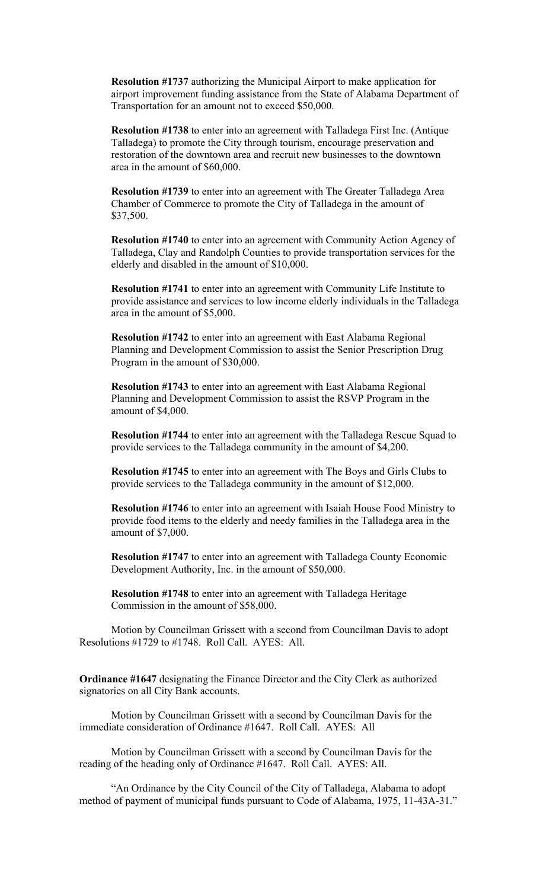**Resolution #1737** authorizing the Municipal Airport to make application for airport improvement funding assistance from the State of Alabama Department of Transportation for an amount not to exceed $50,000.

**Resolution #1738** to enter into an agreement with Talladega First Inc. (Antique Talladega) to promote the City through tourism, encourage preservation and restoration of the downtown area and recruit new businesses to the downtown area in the amount of $60,000.

**Resolution #1739** to enter into an agreement with The Greater Talladega Area Chamber of Commerce to promote the City of Talladega in the amount of $37,500.

**Resolution #1740** to enter into an agreement with Community Action Agency of Talladega, Clay and Randolph Counties to provide transportation services for the elderly and disabled in the amount of $10,000.

**Resolution #1741** to enter into an agreement with Community Life Institute to provide assistance and services to low income elderly individuals in the Talladega area in the amount of $5,000.

**Resolution #1742** to enter into an agreement with East Alabama Regional Planning and Development Commission to assist the Senior Prescription Drug Program in the amount of $30,000.

**Resolution #1743** to enter into an agreement with East Alabama Regional Planning and Development Commission to assist the RSVP Program in the amount of $4,000.

**Resolution #1744** to enter into an agreement with the Talladega Rescue Squad to provide services to the Talladega community in the amount of $4,200.

**Resolution #1745** to enter into an agreement with The Boys and Girls Clubs to provide services to the Talladega community in the amount of $12,000.

**Resolution #1746** to enter into an agreement with Isaiah House Food Ministry to provide food items to the elderly and needy families in the Talladega area in the amount of $7,000.

**Resolution #1747** to enter into an agreement with Talladega County Economic Development Authority, Inc. in the amount of $50,000.

**Resolution #1748** to enter into an agreement with Talladega Heritage Commission in the amount of $58,000.

Motion by Councilman Grissett with a second from Councilman Davis to adopt Resolutions #1729 to #1748. Roll Call. AYES: All.

**Ordinance #1647** designating the Finance Director and the City Clerk as authorized signatories on all City Bank accounts.

Motion by Councilman Grissett with a second by Councilman Davis for the immediate consideration of Ordinance #1647. Roll Call. AYES: All

Motion by Councilman Grissett with a second by Councilman Davis for the reading of the heading only of Ordinance #1647. Roll Call. AYES: All.

"An Ordinance by the City Council of the City of Talladega, Alabama to adopt method of payment of municipal funds pursuant to Code of Alabama, 1975, 11-43A-31."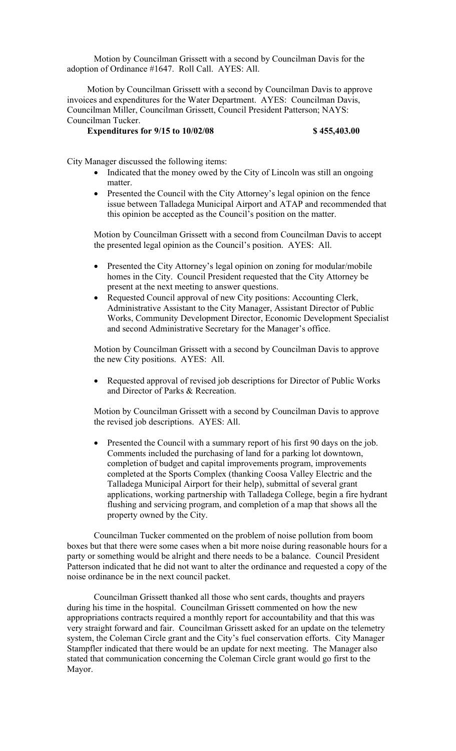Motion by Councilman Grissett with a second by Councilman Davis for the adoption of Ordinance #1647. Roll Call. AYES: All.

Motion by Councilman Grissett with a second by Councilman Davis to approve invoices and expenditures for the Water Department. AYES: Councilman Davis, Councilman Miller, Councilman Grissett, Council President Patterson; NAYS: Councilman Tucker.

**Expenditures for 9/15 to 10/02/08 $ 455,403.00**

City Manager discussed the following items:

- Indicated that the money owed by the City of Lincoln was still an ongoing matter.
- Presented the Council with the City Attorney's legal opinion on the fence issue between Talladega Municipal Airport and ATAP and recommended that this opinion be accepted as the Council's position on the matter.

Motion by Councilman Grissett with a second from Councilman Davis to accept the presented legal opinion as the Council's position. AYES: All.

- Presented the City Attorney's legal opinion on zoning for modular/mobile homes in the City. Council President requested that the City Attorney be present at the next meeting to answer questions.
- Requested Council approval of new City positions: Accounting Clerk, Administrative Assistant to the City Manager, Assistant Director of Public Works, Community Development Director, Economic Development Specialist and second Administrative Secretary for the Manager's office.

Motion by Councilman Grissett with a second by Councilman Davis to approve the new City positions. AYES: All.

- Requested approval of revised job descriptions for Director of Public Works and Director of Parks & Recreation.

Motion by Councilman Grissett with a second by Councilman Davis to approve the revised job descriptions. AYES: All.

- Presented the Council with a summary report of his first 90 days on the job. Comments included the purchasing of land for a parking lot downtown, completion of budget and capital improvements program, improvements completed at the Sports Complex (thanking Coosa Valley Electric and the Talladega Municipal Airport for their help), submittal of several grant applications, working partnership with Talladega College, begin a fire hydrant flushing and servicing program, and completion of a map that shows all the property owned by the City.

Councilman Tucker commented on the problem of noise pollution from boom boxes but that there were some cases when a bit more noise during reasonable hours for a party or something would be alright and there needs to be a balance. Council President Patterson indicated that he did not want to alter the ordinance and requested a copy of the noise ordinance be in the next council packet.

Councilman Grissett thanked all those who sent cards, thoughts and prayers during his time in the hospital. Councilman Grissett commented on how the new appropriations contracts required a monthly report for accountability and that this was very straight forward and fair. Councilman Grissett asked for an update on the telemetry system, the Coleman Circle grant and the City's fuel conservation efforts. City Manager Stampfler indicated that there would be an update for next meeting. The Manager also stated that communication concerning the Coleman Circle grant would go first to the Mayor.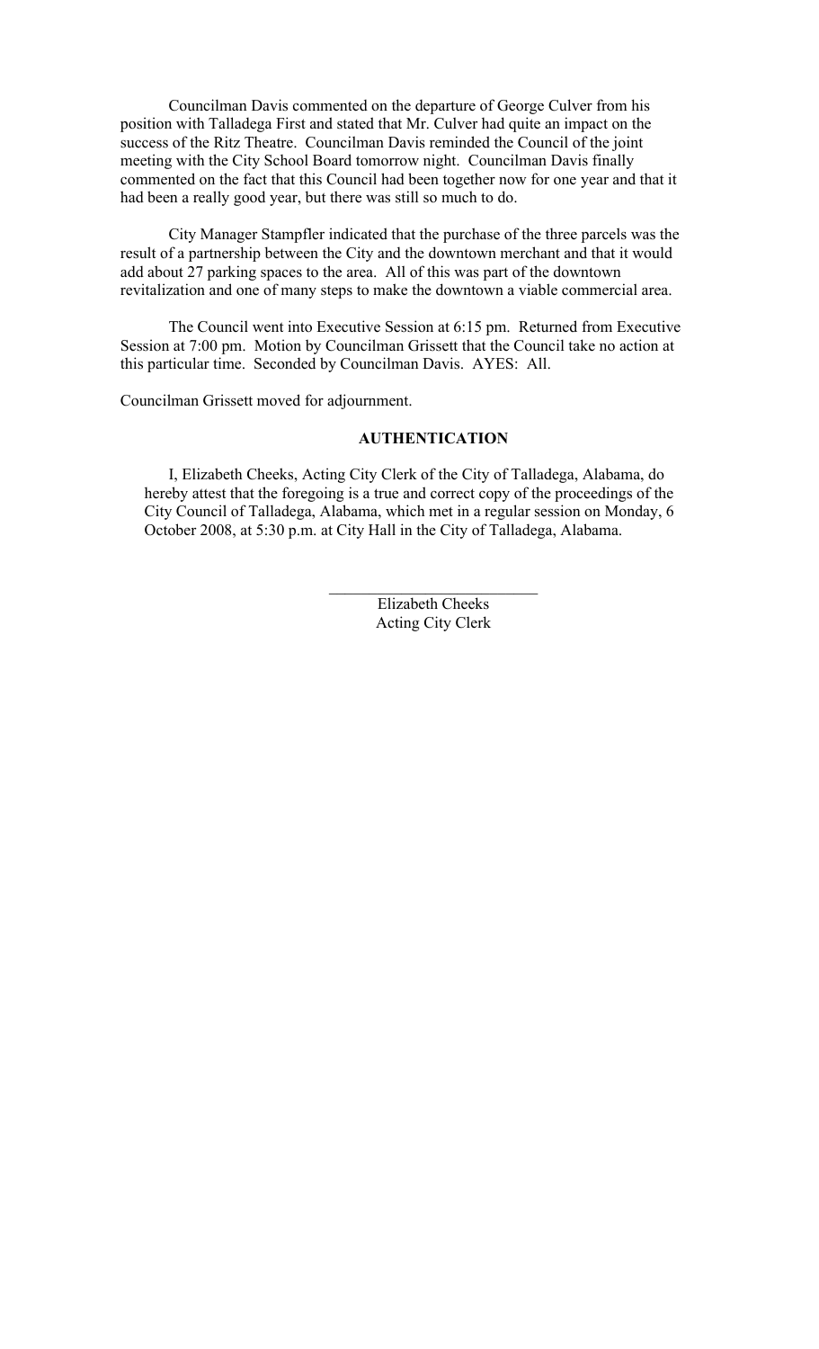Councilman Davis commented on the departure of George Culver from his position with Talladega First and stated that Mr. Culver had quite an impact on the success of the Ritz Theatre. Councilman Davis reminded the Council of the joint meeting with the City School Board tomorrow night. Councilman Davis finally commented on the fact that this Council had been together now for one year and that it had been a really good year, but there was still so much to do.

City Manager Stampfler indicated that the purchase of the three parcels was the result of a partnership between the City and the downtown merchant and that it would add about 27 parking spaces to the area. All of this was part of the downtown revitalization and one of many steps to make the downtown a viable commercial area.

The Council went into Executive Session at 6:15 pm. Returned from Executive Session at 7:00 pm. Motion by Councilman Grissett that the Council take no action at this particular time. Seconded by Councilman Davis. AYES: All.

Councilman Grissett moved for adjournment.

**AUTHENTICATION**

I, Elizabeth Cheeks, Acting City Clerk of the City of Talladega, Alabama, do hereby attest that the foregoing is a true and correct copy of the proceedings of the City Council of Talladega, Alabama, which met in a regular session on Monday, 6 October 2008, at 5:30 p.m. at City Hall in the City of Talladega, Alabama.

\_\_\_\_\_\_\_\_\_\_\_\_\_\_\_\_\_\_\_\_\_\_\_\_\_\_

Elizabeth Cheeks
Acting City Clerk